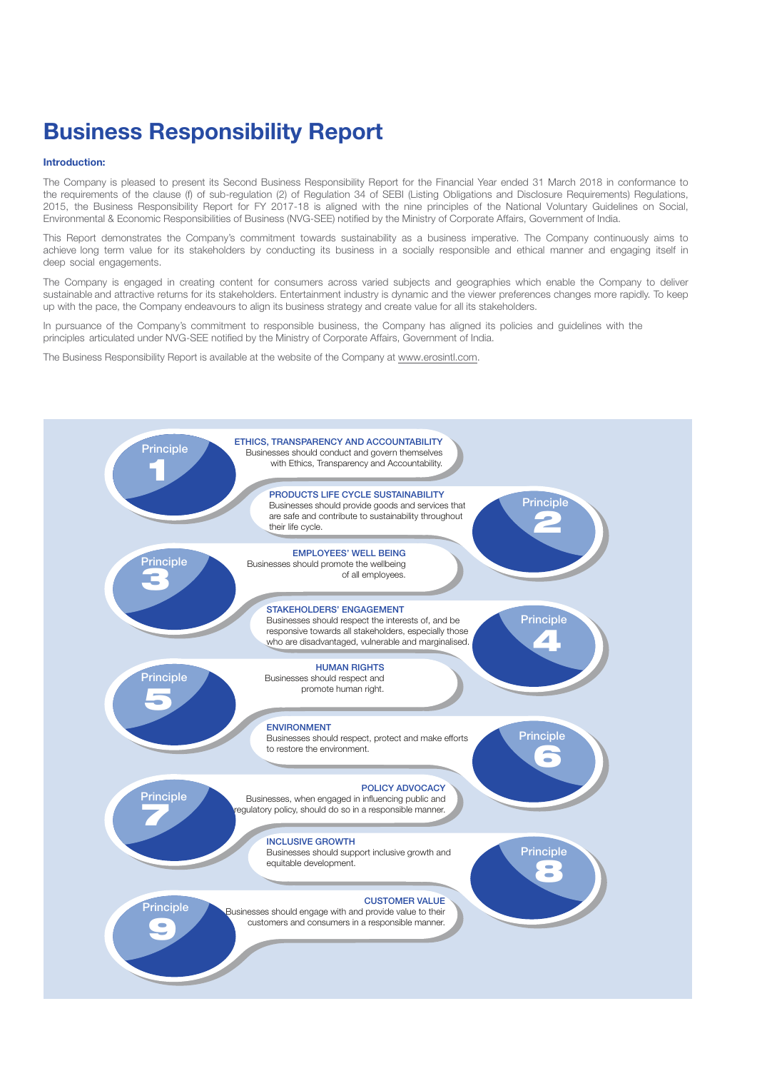# Business Responsibility Report

**Introduction:**

The Company is pleased to present its Second Business Responsibility Report for the Financial Year ended 31 March 2018 in conformance to the requirements of the clause (f) of sub-regulation (2) of Regulation 34 of SEBI (Listing Obligations and Disclosure Requirements) Regulations, 2015, the Business Responsibility Report for FY 2017-18 is aligned with the nine principles of the National Voluntary Guidelines on Social, Environmental & Economic Responsibilities of Business (NVG-SEE) notified by the Ministry of Corporate Affairs, Government of India.

This Report demonstrates the Company's commitment towards sustainability as a business imperative. The Company continuously aims to achieve long term value for its stakeholders by conducting its business in a socially responsible and ethical manner and engaging itself in deep social engagements.

The Company is engaged in creating content for consumers across varied subjects and geographies which enable the Company to deliver sustainable and attractive returns for its stakeholders. Entertainment industry is dynamic and the viewer preferences changes more rapidly. To keep up with the pace, the Company endeavours to align its business strategy and create value for all its stakeholders.

In pursuance of the Company's commitment to responsible business, the Company has aligned its policies and guidelines with the principles articulated under NVG-SEE notified by the Ministry of Corporate Affairs, Government of India.

The Business Responsibility Report is available at the website of the Company at www.erosintl.com.

**Principle 1**
**ETHICS, TRANSPARENCY AND ACCOUNTABILITY**
Businesses should conduct and govern themselves with Ethics, Transparency and Accountability.

**Principle 2**
**PRODUCTS LIFE CYCLE SUSTAINABILITY**
Businesses should provide goods and services that are safe and contribute to sustainability throughout their life cycle.

**Principle 3**
**EMPLOYEES' WELL BEING**
Businesses should promote the wellbeing of all employees.

**Principle 4**
**STAKEHOLDERS' ENGAGEMENT**
Businesses should respect the interests of, and be responsive towards all stakeholders, especially those who are disadvantaged, vulnerable and marginalised.

**Principle 5**
**HUMAN RIGHTS**
Businesses should respect and promote human right.

**Principle 6**
**ENVIRONMENT**
Businesses should respect, protect and make efforts to restore the environment.

**Principle 7**
**POLICY ADVOCACY**
Businesses, when engaged in influencing public and regulatory policy, should do so in a responsible manner.

**Principle 8**
**INCLUSIVE GROWTH**
Businesses should support inclusive growth and equitable development.

**Principle 9**
**CUSTOMER VALUE**
Businesses should engage with and provide value to their customers and consumers in a responsible manner.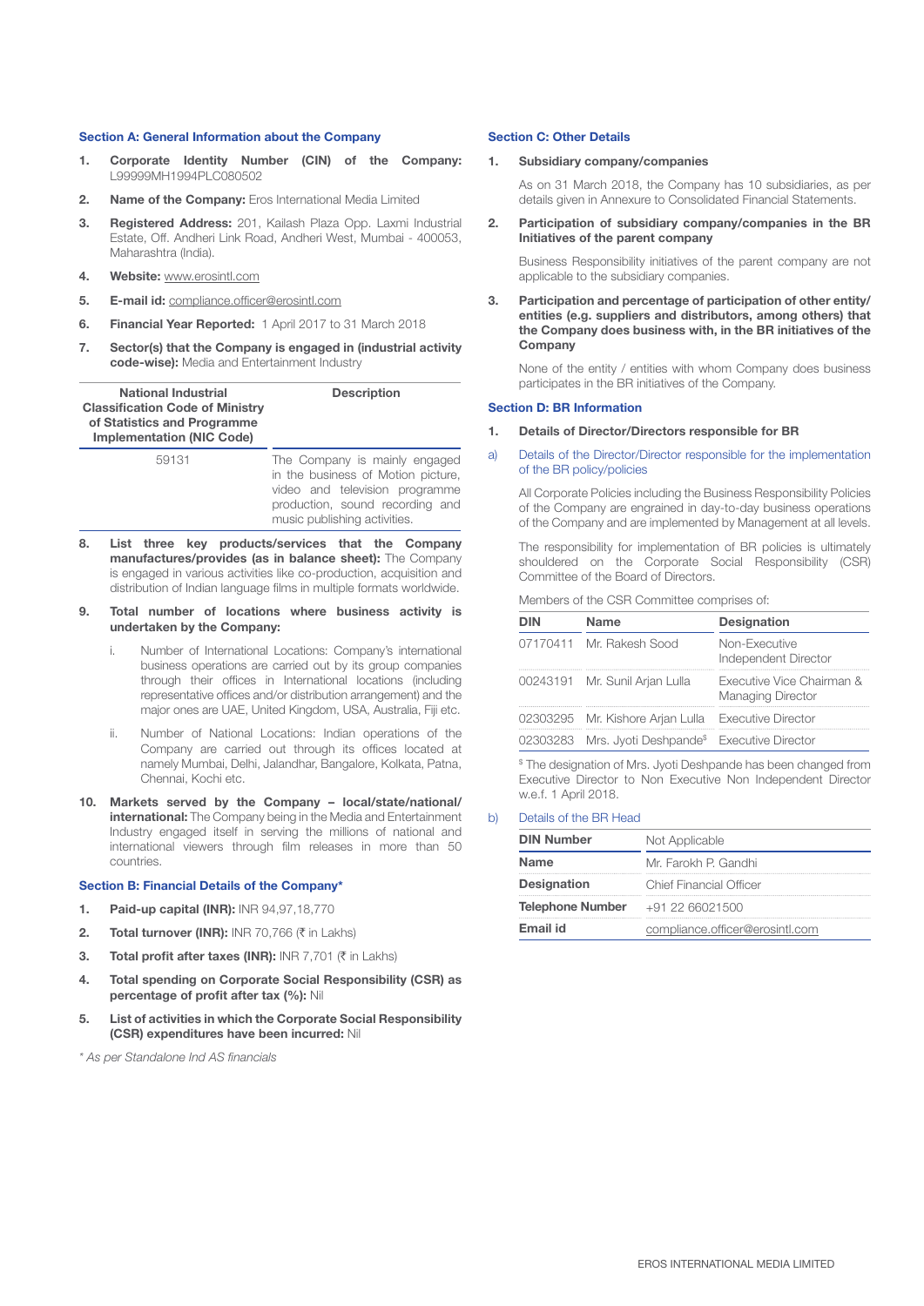## Section A: General Information about the Company

1. **Corporate Identity Number (CIN) of the Company:** L99999MH1994PLC080502
2. **Name of the Company:** Eros International Media Limited
3. **Registered Address:** 201, Kailash Plaza Opp. Laxmi Industrial Estate, Off. Andheri Link Road, Andheri West, Mumbai - 400053, Maharashtra (India).
4. **Website:** www.erosintl.com
5. **E-mail id:** compliance.officer@erosintl.com
6. **Financial Year Reported:** 1 April 2017 to 31 March 2018
7. **Sector(s) that the Company is engaged in (industrial activity code-wise):** Media and Entertainment Industry

| National Industrial Classification Code of Ministry of Statistics and Programme Implementation (NIC Code) | Description |
|---|---|
| 59131 | The Company is mainly engaged in the business of Motion picture, video and television programme production, sound recording and music publishing activities. |

8. **List three key products/services that the Company manufactures/provides (as in balance sheet):** The Company is engaged in various activities like co-production, acquisition and distribution of Indian language films in multiple formats worldwide.
9. **Total number of locations where business activity is undertaken by the Company:**
   i. Number of International Locations: Company's international business operations are carried out by its group companies through their offices in International locations (including representative offices and/or distribution arrangement) and the major ones are UAE, United Kingdom, USA, Australia, Fiji etc.
   ii. Number of National Locations: Indian operations of the Company are carried out through its offices located at namely Mumbai, Delhi, Jalandhar, Bangalore, Kolkata, Patna, Chennai, Kochi etc.
10. **Markets served by the Company – local/state/national/international:** The Company being in the Media and Entertainment Industry engaged itself in serving the millions of national and international viewers through film releases in more than 50 countries.

## Section B: Financial Details of the Company*

1. **Paid-up capital (INR):** INR 94,97,18,770
2. **Total turnover (INR):** INR 70,766 (₹ in Lakhs)
3. **Total profit after taxes (INR):** INR 7,701 (₹ in Lakhs)
4. **Total spending on Corporate Social Responsibility (CSR) as percentage of profit after tax (%):** Nil
5. **List of activities in which the Corporate Social Responsibility (CSR) expenditures have been incurred:** Nil

*\* As per Standalone Ind AS financials*

## Section C: Other Details

1. **Subsidiary company/companies**

   As on 31 March 2018, the Company has 10 subsidiaries, as per details given in Annexure to Consolidated Financial Statements.

2. **Participation of subsidiary company/companies in the BR Initiatives of the parent company**

   Business Responsibility initiatives of the parent company are not applicable to the subsidiary companies.

3. **Participation and percentage of participation of other entity/ entities (e.g. suppliers and distributors, among others) that the Company does business with, in the BR initiatives of the Company**

   None of the entity / entities with whom Company does business participates in the BR initiatives of the Company.

## Section D: BR Information

1. **Details of Director/Directors responsible for BR**

a) Details of the Director/Director responsible for the implementation of the BR policy/policies

All Corporate Policies including the Business Responsibility Policies of the Company are engrained in day-to-day business operations of the Company and are implemented by Management at all levels.

The responsibility for implementation of BR policies is ultimately shouldered on the Corporate Social Responsibility (CSR) Committee of the Board of Directors.

Members of the CSR Committee comprises of:

| DIN | Name | Designation |
|---|---|---|
| 07170411 | Mr. Rakesh Sood | Non-Executive Independent Director |
| 00243191 | Mr. Sunil Arjan Lulla | Executive Vice Chairman & Managing Director |
| 02303295 | Mr. Kishore Arjan Lulla | Executive Director |
| 02303283 | Mrs. Jyoti Deshpande$ | Executive Director |

$ The designation of Mrs. Jyoti Deshpande has been changed from Executive Director to Non Executive Non Independent Director w.e.f. 1 April 2018.

b) Details of the BR Head

| DIN Number | Not Applicable |
|---|---|
| **Name** | Mr. Farokh P. Gandhi |
| **Designation** | Chief Financial Officer |
| **Telephone Number** | +91 22 66021500 |
| **Email id** | compliance.officer@erosintl.com |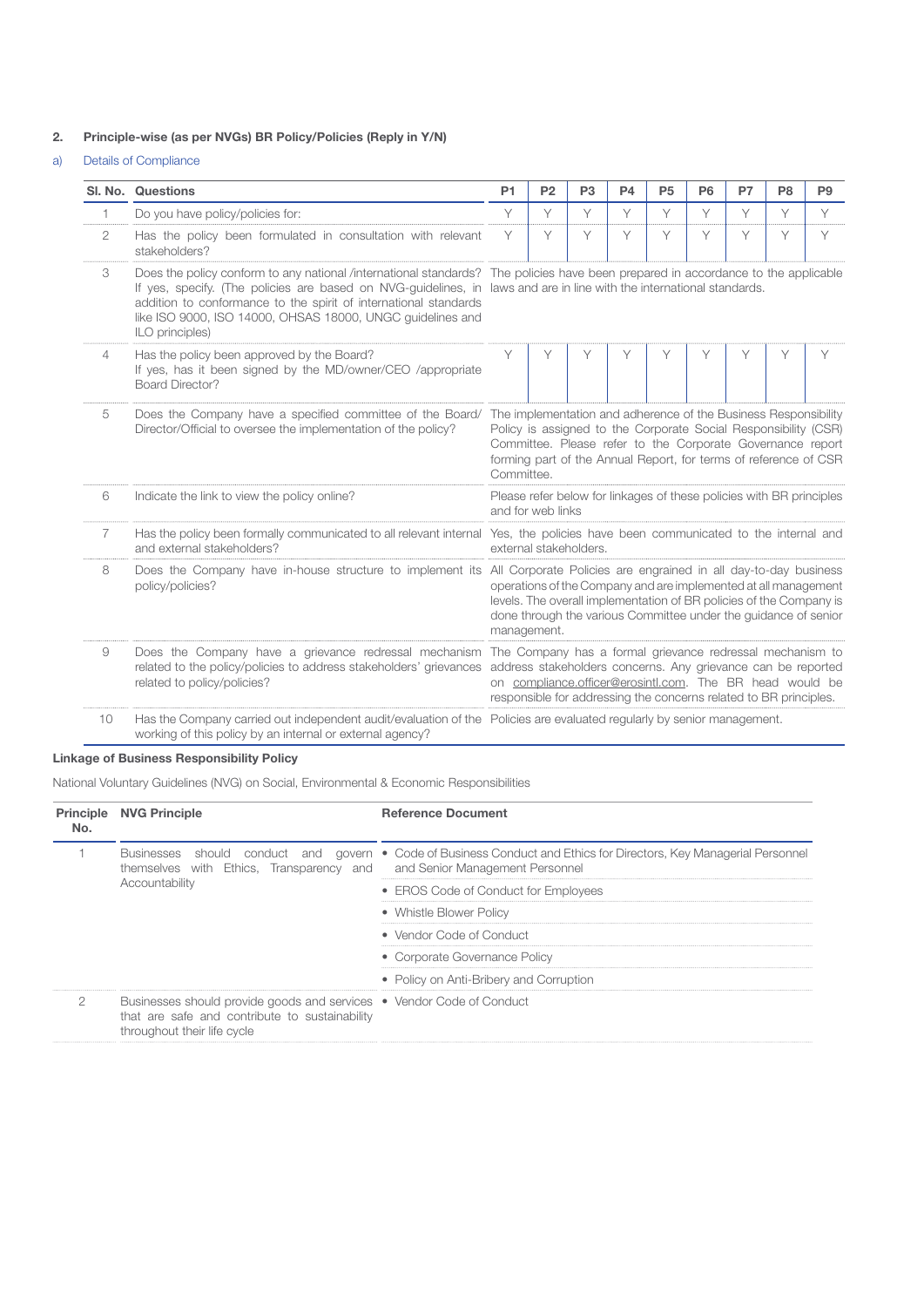**2. Principle-wise (as per NVGs) BR Policy/Policies (Reply in Y/N)**

a) Details of Compliance

| Sl. No. | Questions | P1 | P2 | P3 | P4 | P5 | P6 | P7 | P8 | P9 |
|---|---|---|---|---|---|---|---|---|---|---|
| 1 | Do you have policy/policies for: | Y | Y | Y | Y | Y | Y | Y | Y | Y |
| 2 | Has the policy been formulated in consultation with relevant stakeholders? | Y | Y | Y | Y | Y | Y | Y | Y | Y |
| 3 | Does the policy conform to any national /international standards? If yes, specify. (The policies are based on NVG-guidelines, in addition to conformance to the spirit of international standards like ISO 9000, ISO 14000, OHSAS 18000, UNGC guidelines and ILO principles) | The policies have been prepared in accordance to the applicable laws and are in line with the international standards. | | | | | | | | |
| 4 | Has the policy been approved by the Board? If yes, has it been signed by the MD/owner/CEO /appropriate Board Director? | Y | Y | Y | Y | Y | Y | Y | Y | Y |
| 5 | Does the Company have a specified committee of the Board/ Director/Official to oversee the implementation of the policy? | The implementation and adherence of the Business Responsibility Policy is assigned to the Corporate Social Responsibility (CSR) Committee. Please refer to the Corporate Governance report forming part of the Annual Report, for terms of reference of CSR Committee. | | | | | | | | |
| 6 | Indicate the link to view the policy online? | Please refer below for linkages of these policies with BR principles and for web links | | | | | | | | |
| 7 | Has the policy been formally communicated to all relevant internal and external stakeholders? | Yes, the policies have been communicated to the internal and external stakeholders. | | | | | | | | |
| 8 | Does the Company have in-house structure to implement its policy/policies? | All Corporate Policies are engrained in all day-to-day business operations of the Company and are implemented at all management levels. The overall implementation of BR policies of the Company is done through the various Committee under the guidance of senior management. | | | | | | | | |
| 9 | Does the Company have a grievance redressal mechanism related to the policy/policies to address stakeholders' grievances related to policy/policies? | The Company has a formal grievance redressal mechanism to address stakeholders concerns. Any grievance can be reported on compliance.officer@erosintl.com. The BR head would be responsible for addressing the concerns related to BR principles. | | | | | | | | |
| 10 | Has the Company carried out independent audit/evaluation of the working of this policy by an internal or external agency? | Policies are evaluated regularly by senior management. | | | | | | | | |

**Linkage of Business Responsibility Policy**

National Voluntary Guidelines (NVG) on Social, Environmental & Economic Responsibilities

| Principle No. | NVG Principle | Reference Document |
|---|---|---|
| 1 | Businesses should conduct and govern themselves with Ethics, Transparency and Accountability | • Code of Business Conduct and Ethics for Directors, Key Managerial Personnel and Senior Management Personnel |
| | | • EROS Code of Conduct for Employees |
| | | • Whistle Blower Policy |
| | | • Vendor Code of Conduct |
| | | • Corporate Governance Policy |
| | | • Policy on Anti-Bribery and Corruption |
| 2 | Businesses should provide goods and services that are safe and contribute to sustainability throughout their life cycle | • Vendor Code of Conduct |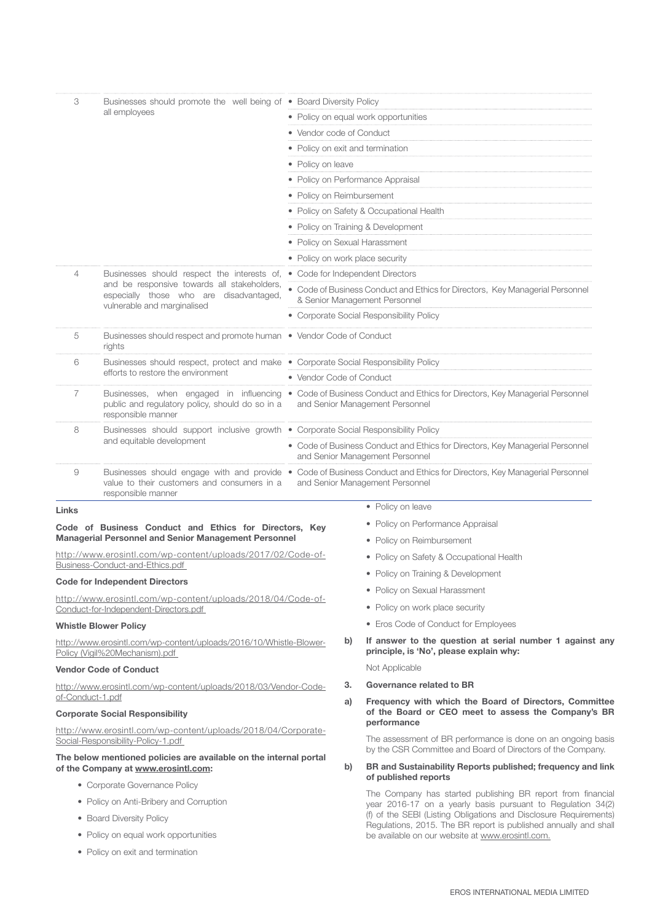| | | |
|---|---|---|
| 3 | Businesses should promote the well being of all employees | • Board Diversity Policy |
| | | • Policy on equal work opportunities |
| | | • Vendor code of Conduct |
| | | • Policy on exit and termination |
| | | • Policy on leave |
| | | • Policy on Performance Appraisal |
| | | • Policy on Reimbursement |
| | | • Policy on Safety & Occupational Health |
| | | • Policy on Training & Development |
| | | • Policy on Sexual Harassment |
| | | • Policy on work place security |
| 4 | Businesses should respect the interests of, and be responsive towards all stakeholders, especially those who are disadvantaged, vulnerable and marginalised | • Code for Independent Directors |
| | | • Code of Business Conduct and Ethics for Directors, Key Managerial Personnel & Senior Management Personnel |
| | | • Corporate Social Responsibility Policy |
| 5 | Businesses should respect and promote human rights | • Vendor Code of Conduct |
| 6 | Businesses should respect, protect and make efforts to restore the environment | • Corporate Social Responsibility Policy |
| | | • Vendor Code of Conduct |
| 7 | Businesses, when engaged in influencing public and regulatory policy, should do so in a responsible manner | • Code of Business Conduct and Ethics for Directors, Key Managerial Personnel and Senior Management Personnel |
| 8 | Businesses should support inclusive growth and equitable development | • Corporate Social Responsibility Policy |
| | | • Code of Business Conduct and Ethics for Directors, Key Managerial Personnel and Senior Management Personnel |
| 9 | Businesses should engage with and provide value to their customers and consumers in a responsible manner | • Code of Business Conduct and Ethics for Directors, Key Managerial Personnel and Senior Management Personnel |

**Links**

**Code of Business Conduct and Ethics for Directors, Key Managerial Personnel and Senior Management Personnel**

http://www.erosintl.com/wp-content/uploads/2017/02/Code-of-Business-Conduct-and-Ethics.pdf

**Code for Independent Directors**

http://www.erosintl.com/wp-content/uploads/2018/04/Code-of-Conduct-for-Independent-Directors.pdf

**Whistle Blower Policy**

http://www.erosintl.com/wp-content/uploads/2016/10/Whistle-Blower-Policy (Vigil%20Mechanism).pdf

**Vendor Code of Conduct**

http://www.erosintl.com/wp-content/uploads/2018/03/Vendor-Code-of-Conduct-1.pdf

**Corporate Social Responsibility**

http://www.erosintl.com/wp-content/uploads/2018/04/Corporate-Social-Responsibility-Policy-1.pdf

**The below mentioned policies are available on the internal portal of the Company at www.erosintl.com:**

- Corporate Governance Policy
- Policy on Anti-Bribery and Corruption
- Board Diversity Policy
- Policy on equal work opportunities
- Policy on exit and termination
- Policy on leave
- Policy on Performance Appraisal
- Policy on Reimbursement
- Policy on Safety & Occupational Health
- Policy on Training & Development
- Policy on Sexual Harassment
- Policy on work place security
- Eros Code of Conduct for Employees

**b) If answer to the question at serial number 1 against any principle, is 'No', please explain why:**

Not Applicable

**3. Governance related to BR**

**a) Frequency with which the Board of Directors, Committee of the Board or CEO meet to assess the Company's BR performance**

The assessment of BR performance is done on an ongoing basis by the CSR Committee and Board of Directors of the Company.

**b) BR and Sustainability Reports published; frequency and link of published reports**

The Company has started publishing BR report from financial year 2016-17 on a yearly basis pursuant to Regulation 34(2)(f) of the SEBI (Listing Obligations and Disclosure Requirements) Regulations, 2015. The BR report is published annually and shall be available on our website at www.erosintl.com.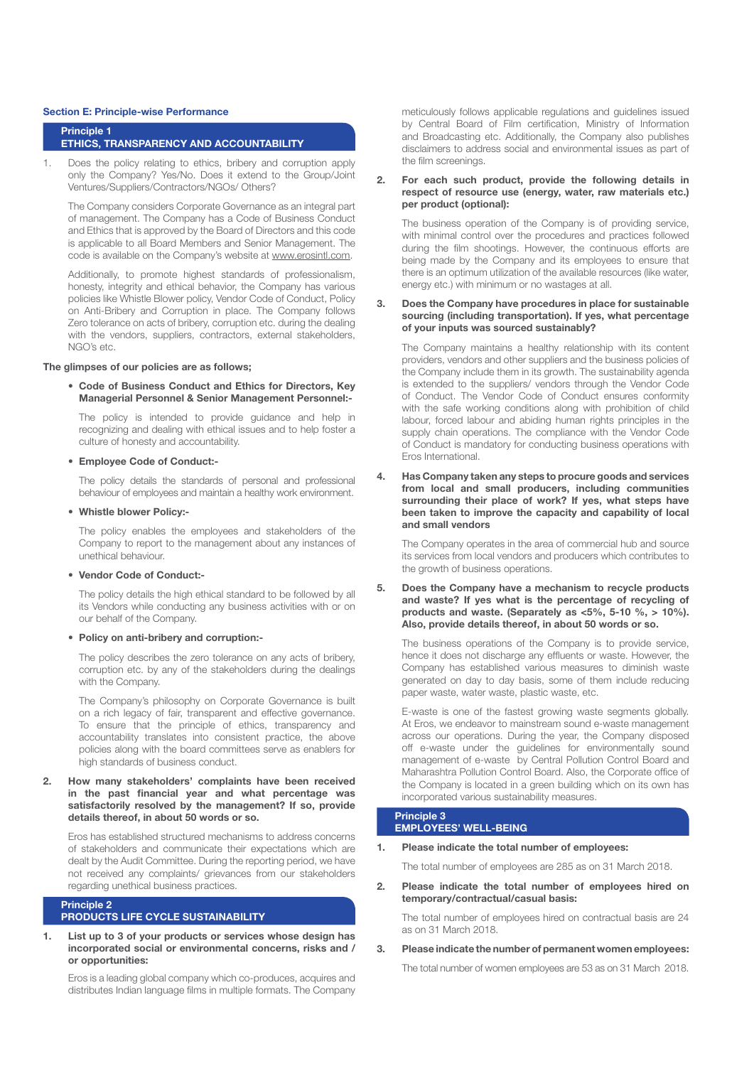## Section E: Principle-wise Performance

### Principle 1
### ETHICS, TRANSPARENCY AND ACCOUNTABILITY

1. Does the policy relating to ethics, bribery and corruption apply only the Company? Yes/No. Does it extend to the Group/Joint Ventures/Suppliers/Contractors/NGOs/ Others?

   The Company considers Corporate Governance as an integral part of management. The Company has a Code of Business Conduct and Ethics that is approved by the Board of Directors and this code is applicable to all Board Members and Senior Management. The code is available on the Company's website at www.erosintl.com.

   Additionally, to promote highest standards of professionalism, honesty, integrity and ethical behavior, the Company has various policies like Whistle Blower policy, Vendor Code of Conduct, Policy on Anti-Bribery and Corruption in place. The Company follows Zero tolerance on acts of bribery, corruption etc. during the dealing with the vendors, suppliers, contractors, external stakeholders, NGO's etc.

**The glimpses of our policies are as follows;**

- **Code of Business Conduct and Ethics for Directors, Key Managerial Personnel & Senior Management Personnel:-**

  The policy is intended to provide guidance and help in recognizing and dealing with ethical issues and to help foster a culture of honesty and accountability.

- **Employee Code of Conduct:-**

  The policy details the standards of personal and professional behaviour of employees and maintain a healthy work environment.

- **Whistle blower Policy:-**

  The policy enables the employees and stakeholders of the Company to report to the management about any instances of unethical behaviour.

- **Vendor Code of Conduct:-**

  The policy details the high ethical standard to be followed by all its Vendors while conducting any business activities with or on our behalf of the Company.

- **Policy on anti-bribery and corruption:-**

  The policy describes the zero tolerance on any acts of bribery, corruption etc. by any of the stakeholders during the dealings with the Company.

  The Company's philosophy on Corporate Governance is built on a rich legacy of fair, transparent and effective governance. To ensure that the principle of ethics, transparency and accountability translates into consistent practice, the above policies along with the board committees serve as enablers for high standards of business conduct.

2. **How many stakeholders' complaints have been received in the past financial year and what percentage was satisfactorily resolved by the management? If so, provide details thereof, in about 50 words or so.**

   Eros has established structured mechanisms to address concerns of stakeholders and communicate their expectations which are dealt by the Audit Committee. During the reporting period, we have not received any complaints/ grievances from our stakeholders regarding unethical business practices.

### Principle 2
### PRODUCTS LIFE CYCLE SUSTAINABILITY

1. **List up to 3 of your products or services whose design has incorporated social or environmental concerns, risks and / or opportunities:**

   Eros is a leading global company which co-produces, acquires and distributes Indian language films in multiple formats. The Company meticulously follows applicable regulations and guidelines issued by Central Board of Film certification, Ministry of Information and Broadcasting etc. Additionally, the Company also publishes disclaimers to address social and environmental issues as part of the film screenings.

2. **For each such product, provide the following details in respect of resource use (energy, water, raw materials etc.) per product (optional):**

   The business operation of the Company is of providing service, with minimal control over the procedures and practices followed during the film shootings. However, the continuous efforts are being made by the Company and its employees to ensure that there is an optimum utilization of the available resources (like water, energy etc.) with minimum or no wastages at all.

3. **Does the Company have procedures in place for sustainable sourcing (including transportation). If yes, what percentage of your inputs was sourced sustainably?**

   The Company maintains a healthy relationship with its content providers, vendors and other suppliers and the business policies of the Company include them in its growth. The sustainability agenda is extended to the suppliers/ vendors through the Vendor Code of Conduct. The Vendor Code of Conduct ensures conformity with the safe working conditions along with prohibition of child labour, forced labour and abiding human rights principles in the supply chain operations. The compliance with the Vendor Code of Conduct is mandatory for conducting business operations with Eros International.

4. **Has Company taken any steps to procure goods and services from local and small producers, including communities surrounding their place of work? If yes, what steps have been taken to improve the capacity and capability of local and small vendors**

   The Company operates in the area of commercial hub and source its services from local vendors and producers which contributes to the growth of business operations.

5. **Does the Company have a mechanism to recycle products and waste? If yes what is the percentage of recycling of products and waste. (Separately as <5%, 5-10 %, > 10%). Also, provide details thereof, in about 50 words or so.**

   The business operations of the Company is to provide service, hence it does not discharge any effluents or waste. However, the Company has established various measures to diminish waste generated on day to day basis, some of them include reducing paper waste, water waste, plastic waste, etc.

   E-waste is one of the fastest growing waste segments globally. At Eros, we endeavor to mainstream sound e-waste management across our operations. During the year, the Company disposed off e-waste under the guidelines for environmentally sound management of e-waste by Central Pollution Control Board and Maharashtra Pollution Control Board. Also, the Corporate office of the Company is located in a green building which on its own has incorporated various sustainability measures.

### Principle 3
### EMPLOYEES' WELL-BEING

1. **Please indicate the total number of employees:**

   The total number of employees are 285 as on 31 March 2018.

2. **Please indicate the total number of employees hired on temporary/contractual/casual basis:**

   The total number of employees hired on contractual basis are 24 as on 31 March 2018.

3. **Please indicate the number of permanent women employees:**

   The total number of women employees are 53 as on 31 March 2018.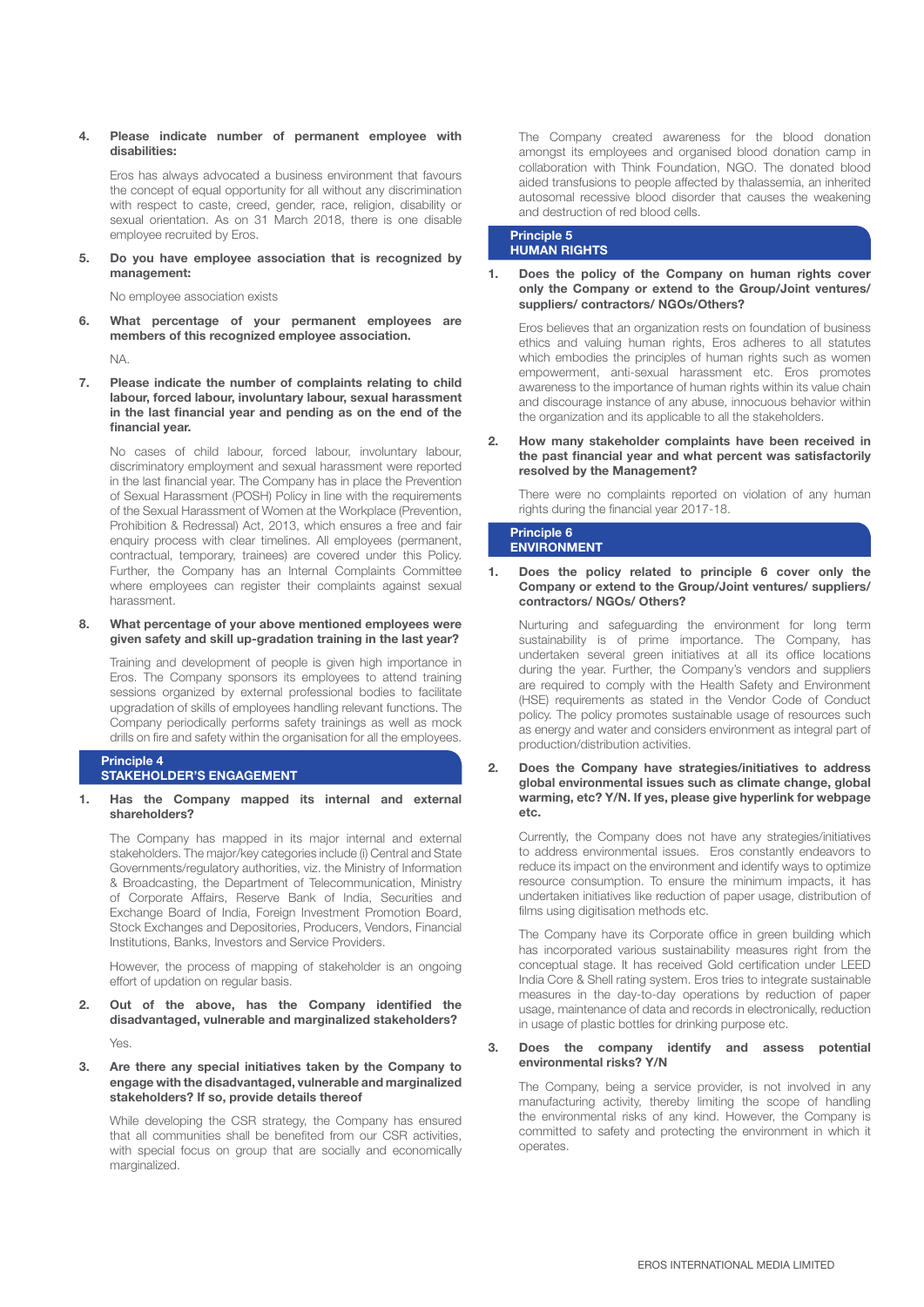4. **Please indicate number of permanent employee with disabilities:**

   Eros has always advocated a business environment that favours the concept of equal opportunity for all without any discrimination with respect to caste, creed, gender, race, religion, disability or sexual orientation. As on 31 March 2018, there is one disable employee recruited by Eros.

5. **Do you have employee association that is recognized by management:**

   No employee association exists

6. **What percentage of your permanent employees are members of this recognized employee association.**

   NA.

7. **Please indicate the number of complaints relating to child labour, forced labour, involuntary labour, sexual harassment in the last financial year and pending as on the end of the financial year.**

   No cases of child labour, forced labour, involuntary labour, discriminatory employment and sexual harassment were reported in the last financial year. The Company has in place the Prevention of Sexual Harassment (POSH) Policy in line with the requirements of the Sexual Harassment of Women at the Workplace (Prevention, Prohibition & Redressal) Act, 2013, which ensures a free and fair enquiry process with clear timelines. All employees (permanent, contractual, temporary, trainees) are covered under this Policy. Further, the Company has an Internal Complaints Committee where employees can register their complaints against sexual harassment.

8. **What percentage of your above mentioned employees were given safety and skill up-gradation training in the last year?**

   Training and development of people is given high importance in Eros. The Company sponsors its employees to attend training sessions organized by external professional bodies to facilitate upgradation of skills of employees handling relevant functions. The Company periodically performs safety trainings as well as mock drills on fire and safety within the organisation for all the employees.

## Principle 4
## STAKEHOLDER'S ENGAGEMENT

1. **Has the Company mapped its internal and external shareholders?**

   The Company has mapped in its major internal and external stakeholders. The major/key categories include (i) Central and State Governments/regulatory authorities, viz. the Ministry of Information & Broadcasting, the Department of Telecommunication, Ministry of Corporate Affairs, Reserve Bank of India, Securities and Exchange Board of India, Foreign Investment Promotion Board, Stock Exchanges and Depositories, Producers, Vendors, Financial Institutions, Banks, Investors and Service Providers.

   However, the process of mapping of stakeholder is an ongoing effort of updation on regular basis.

2. **Out of the above, has the Company identified the disadvantaged, vulnerable and marginalized stakeholders?**

   Yes.

3. **Are there any special initiatives taken by the Company to engage with the disadvantaged, vulnerable and marginalized stakeholders? If so, provide details thereof**

   While developing the CSR strategy, the Company has ensured that all communities shall be benefited from our CSR activities, with special focus on group that are socially and economically marginalized.

   The Company created awareness for the blood donation amongst its employees and organised blood donation camp in collaboration with Think Foundation, NGO. The donated blood aided transfusions to people affected by thalassemia, an inherited autosomal recessive blood disorder that causes the weakening and destruction of red blood cells.

## Principle 5
## HUMAN RIGHTS

1. **Does the policy of the Company on human rights cover only the Company or extend to the Group/Joint ventures/ suppliers/ contractors/ NGOs/Others?**

   Eros believes that an organization rests on foundation of business ethics and valuing human rights, Eros adheres to all statutes which embodies the principles of human rights such as women empowerment, anti-sexual harassment etc. Eros promotes awareness to the importance of human rights within its value chain and discourage instance of any abuse, innocuous behavior within the organization and its applicable to all the stakeholders.

2. **How many stakeholder complaints have been received in the past financial year and what percent was satisfactorily resolved by the Management?**

   There were no complaints reported on violation of any human rights during the financial year 2017-18.

## Principle 6
## ENVIRONMENT

1. **Does the policy related to principle 6 cover only the Company or extend to the Group/Joint ventures/ suppliers/ contractors/ NGOs/ Others?**

   Nurturing and safeguarding the environment for long term sustainability is of prime importance. The Company, has undertaken several green initiatives at all its office locations during the year. Further, the Company's vendors and suppliers are required to comply with the Health Safety and Environment (HSE) requirements as stated in the Vendor Code of Conduct policy. The policy promotes sustainable usage of resources such as energy and water and considers environment as integral part of production/distribution activities.

2. **Does the Company have strategies/initiatives to address global environmental issues such as climate change, global warming, etc? Y/N. If yes, please give hyperlink for webpage etc.**

   Currently, the Company does not have any strategies/initiatives to address environmental issues. Eros constantly endeavors to reduce its impact on the environment and identify ways to optimize resource consumption. To ensure the minimum impacts, it has undertaken initiatives like reduction of paper usage, distribution of films using digitisation methods etc.

   The Company have its Corporate office in green building which has incorporated various sustainability measures right from the conceptual stage. It has received Gold certification under LEED India Core & Shell rating system. Eros tries to integrate sustainable measures in the day-to-day operations by reduction of paper usage, maintenance of data and records in electronically, reduction in usage of plastic bottles for drinking purpose etc.

3. **Does the company identify and assess potential environmental risks? Y/N**

   The Company, being a service provider, is not involved in any manufacturing activity, thereby limiting the scope of handling the environmental risks of any kind. However, the Company is committed to safety and protecting the environment in which it operates.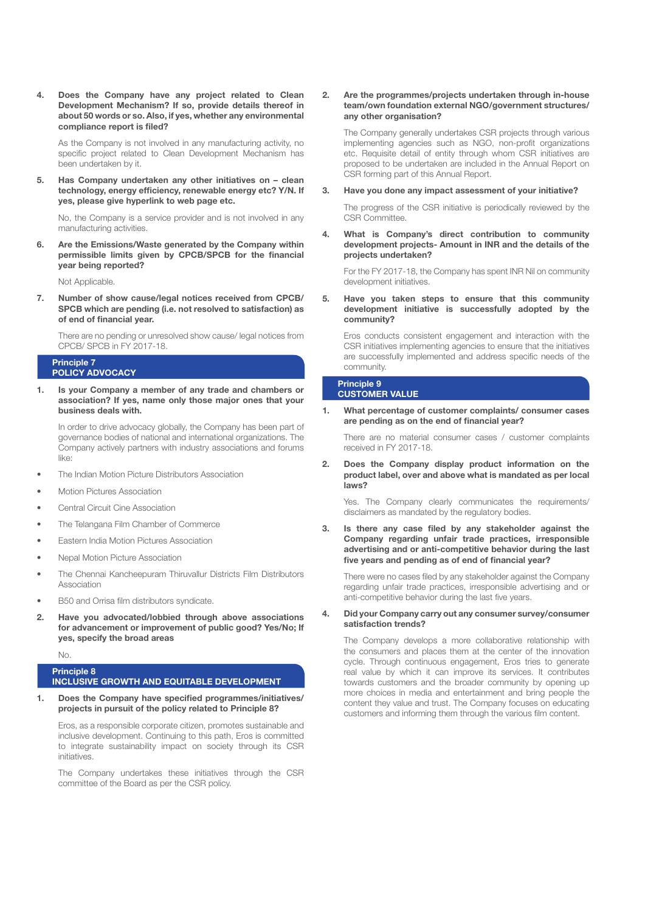4. **Does the Company have any project related to Clean Development Mechanism? If so, provide details thereof in about 50 words or so. Also, if yes, whether any environmental compliance report is filed?**

   As the Company is not involved in any manufacturing activity, no specific project related to Clean Development Mechanism has been undertaken by it.

5. **Has Company undertaken any other initiatives on – clean technology, energy efficiency, renewable energy etc? Y/N. If yes, please give hyperlink to web page etc.**

   No, the Company is a service provider and is not involved in any manufacturing activities.

6. **Are the Emissions/Waste generated by the Company within permissible limits given by CPCB/SPCB for the financial year being reported?**

   Not Applicable.

7. **Number of show cause/legal notices received from CPCB/ SPCB which are pending (i.e. not resolved to satisfaction) as of end of financial year.**

   There are no pending or unresolved show cause/ legal notices from CPCB/ SPCB in FY 2017-18.

## Principle 7
## POLICY ADVOCACY

1. **Is your Company a member of any trade and chambers or association? If yes, name only those major ones that your business deals with.**

   In order to drive advocacy globally, the Company has been part of governance bodies of national and international organizations. The Company actively partners with industry associations and forums like:

- The Indian Motion Picture Distributors Association
- Motion Pictures Association
- Central Circuit Cine Association
- The Telangana Film Chamber of Commerce
- Eastern India Motion Pictures Association
- Nepal Motion Picture Association
- The Chennai Kancheepuram Thiruvallur Districts Film Distributors Association
- B50 and Orrisa film distributors syndicate.

2. **Have you advocated/lobbied through above associations for advancement or improvement of public good? Yes/No; If yes, specify the broad areas**

   No.

## Principle 8
## INCLUSIVE GROWTH AND EQUITABLE DEVELOPMENT

1. **Does the Company have specified programmes/initiatives/ projects in pursuit of the policy related to Principle 8?**

   Eros, as a responsible corporate citizen, promotes sustainable and inclusive development. Continuing to this path, Eros is committed to integrate sustainability impact on society through its CSR initiatives.

   The Company undertakes these initiatives through the CSR committee of the Board as per the CSR policy.

2. **Are the programmes/projects undertaken through in-house team/own foundation external NGO/government structures/ any other organisation?**

   The Company generally undertakes CSR projects through various implementing agencies such as NGO, non-profit organizations etc. Requisite detail of entity through whom CSR initiatives are proposed to be undertaken are included in the Annual Report on CSR forming part of this Annual Report.

3. **Have you done any impact assessment of your initiative?**

   The progress of the CSR initiative is periodically reviewed by the CSR Committee.

4. **What is Company's direct contribution to community development projects- Amount in INR and the details of the projects undertaken?**

   For the FY 2017-18, the Company has spent INR Nil on community development initiatives.

5. **Have you taken steps to ensure that this community development initiative is successfully adopted by the community?**

   Eros conducts consistent engagement and interaction with the CSR initiatives implementing agencies to ensure that the initiatives are successfully implemented and address specific needs of the community.

## Principle 9
## CUSTOMER VALUE

1. **What percentage of customer complaints/ consumer cases are pending as on the end of financial year?**

   There are no material consumer cases / customer complaints received in FY 2017-18.

2. **Does the Company display product information on the product label, over and above what is mandated as per local laws?**

   Yes. The Company clearly communicates the requirements/ disclaimers as mandated by the regulatory bodies.

3. **Is there any case filed by any stakeholder against the Company regarding unfair trade practices, irresponsible advertising and or anti-competitive behavior during the last five years and pending as of end of financial year?**

   There were no cases filed by any stakeholder against the Company regarding unfair trade practices, irresponsible advertising and or anti-competitive behavior during the last five years.

4. **Did your Company carry out any consumer survey/consumer satisfaction trends?**

   The Company develops a more collaborative relationship with the consumers and places them at the center of the innovation cycle. Through continuous engagement, Eros tries to generate real value by which it can improve its services. It contributes towards customers and the broader community by opening up more choices in media and entertainment and bring people the content they value and trust. The Company focuses on educating customers and informing them through the various film content.